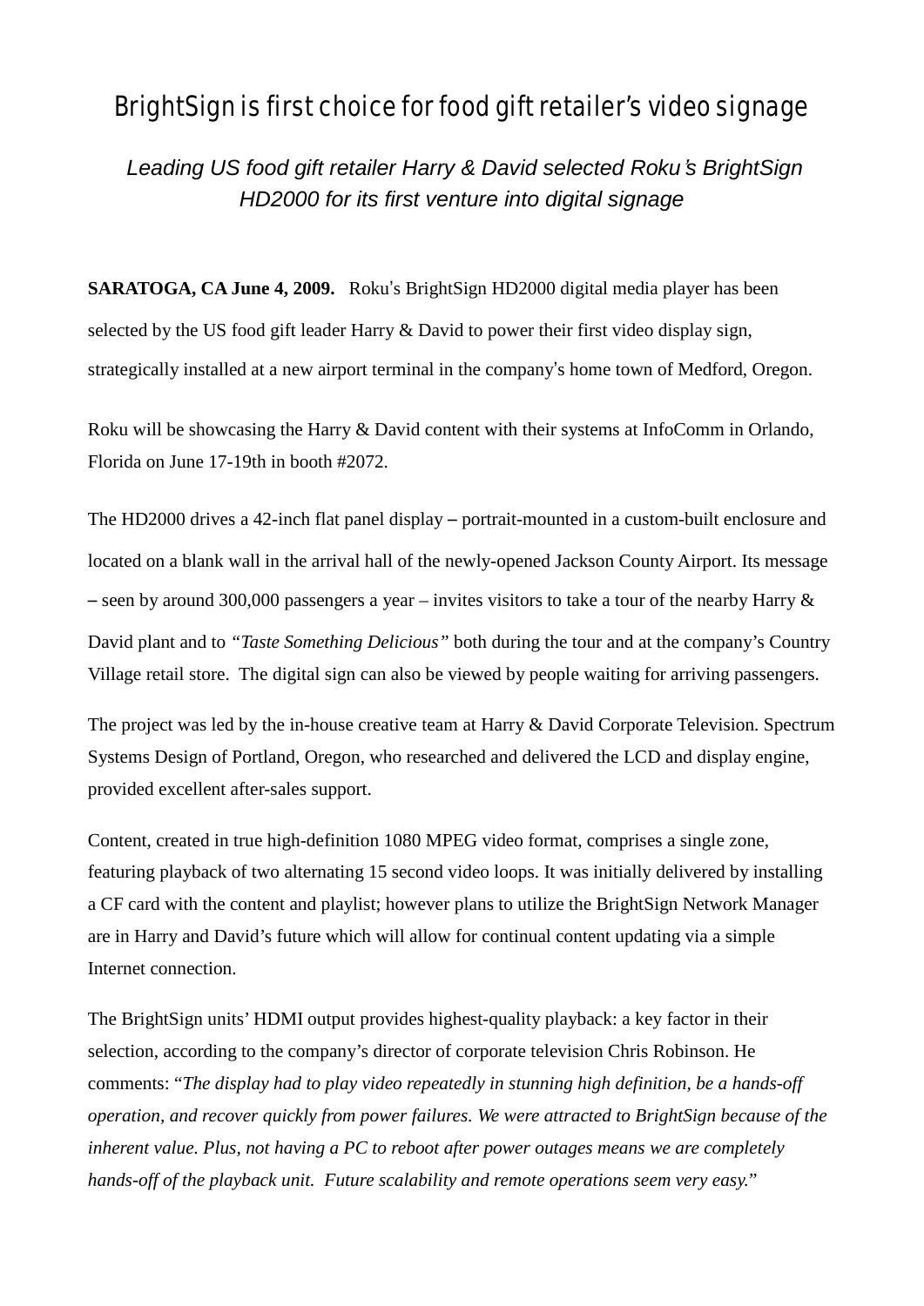# BrightSign is first choice for food gift retailer's video signage

*Leading US food gift retailer Harry & David selected Roku's BrightSign HD2000 for its first venture into digital signage*

**SARATOGA, CA June 4, 2009.** Roku's BrightSign HD2000 digital media player has been selected by the US food gift leader Harry & David to power their first video display sign, strategically installed at a new airport terminal in the company's home town of Medford, Oregon.

Roku will be showcasing the Harry & David content with their systems at InfoComm in Orlando, Florida on June 17-19th in booth #2072.

The HD2000 drives a 42-inch flat panel display – portrait-mounted in a custom-built enclosure and located on a blank wall in the arrival hall of the newly-opened Jackson County Airport. Its message – seen by around 300,000 passengers a year – invites visitors to take a tour of the nearby Harry & David plant and to *"Taste Something Delicious"* both during the tour and at the company's Country Village retail store. The digital sign can also be viewed by people waiting for arriving passengers.

The project was led by the in-house creative team at Harry & David Corporate Television. Spectrum Systems Design of Portland, Oregon, who researched and delivered the LCD and display engine, provided excellent after-sales support.

Content, created in true high-definition 1080 MPEG video format, comprises a single zone, featuring playback of two alternating 15 second video loops. It was initially delivered by installing a CF card with the content and playlist; however plans to utilize the BrightSign Network Manager are in Harry and David's future which will allow for continual content updating via a simple Internet connection.

The BrightSign units' HDMI output provides highest-quality playback: a key factor in their selection, according to the company's director of corporate television Chris Robinson. He comments: "*The display had to play video repeatedly in stunning high definition, be a hands-off operation, and recover quickly from power failures. We were attracted to BrightSign because of the inherent value. Plus, not having a PC to reboot after power outages means we are completely hands-off of the playback unit. Future scalability and remote operations seem very easy.*"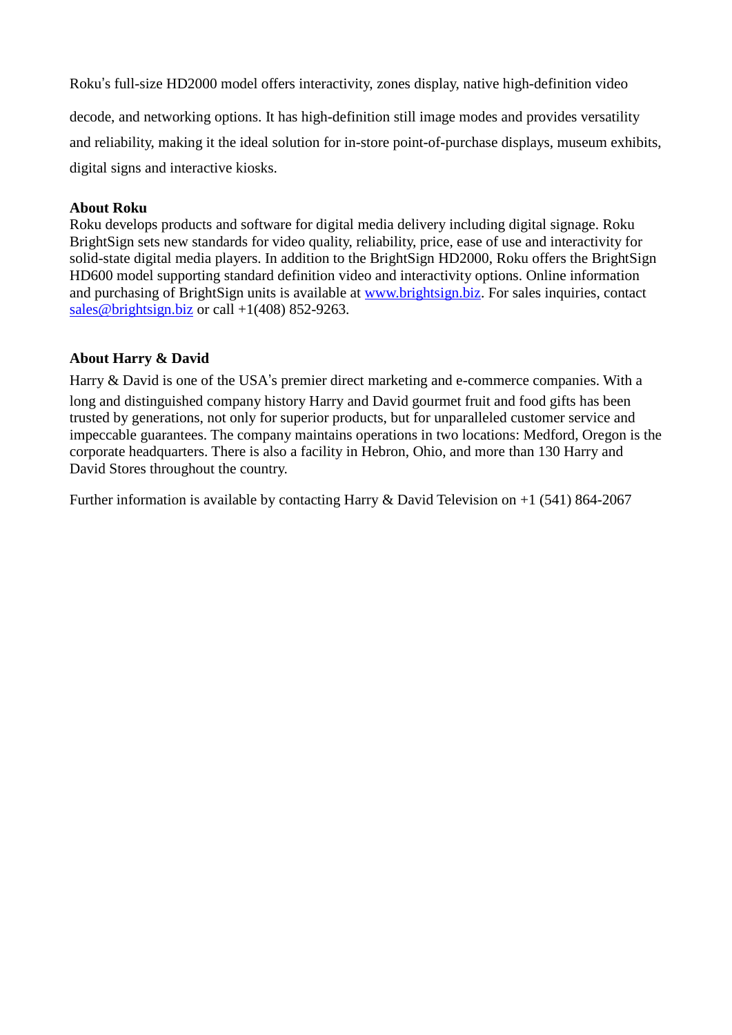Roku's full-size HD2000 model offers interactivity, zones display, native high-definition video decode, and networking options. It has high-definition still image modes and provides versatility and reliability, making it the ideal solution for in-store point-of-purchase displays, museum exhibits, digital signs and interactive kiosks.

**About Roku**

Roku develops products and software for digital media delivery including digital signage. Roku BrightSign sets new standards for video quality, reliability, price, ease of use and interactivity for solid-state digital media players. In addition to the BrightSign HD2000, Roku offers the BrightSign HD600 model supporting standard definition video and interactivity options. Online information and purchasing of BrightSign units is available at www.brightsign.biz. For sales inquiries, contact sales@brightsign.biz or call +1(408) 852-9263.

**About Harry & David**

Harry & David is one of the USA's premier direct marketing and e-commerce companies. With a long and distinguished company history Harry and David gourmet fruit and food gifts has been trusted by generations, not only for superior products, but for unparalleled customer service and impeccable guarantees. The company maintains operations in two locations: Medford, Oregon is the corporate headquarters. There is also a facility in Hebron, Ohio, and more than 130 Harry and David Stores throughout the country.

Further information is available by contacting Harry & David Television on +1 (541) 864-2067